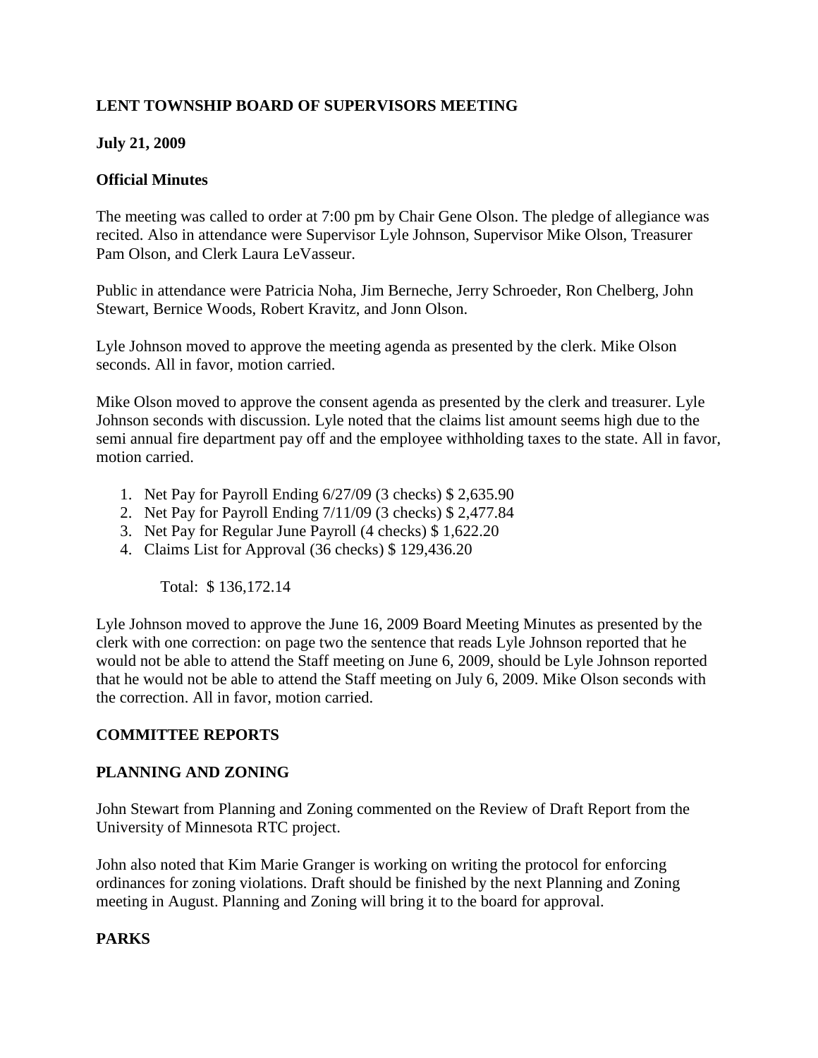**LENT TOWNSHIP BOARD OF SUPERVISORS MEETING**

**July 21, 2009**

**Official Minutes**

The meeting was called to order at 7:00 pm by Chair Gene Olson. The pledge of allegiance was recited. Also in attendance were Supervisor Lyle Johnson, Supervisor Mike Olson, Treasurer Pam Olson, and Clerk Laura LeVasseur.

Public in attendance were Patricia Noha, Jim Berneche, Jerry Schroeder, Ron Chelberg, John Stewart, Bernice Woods, Robert Kravitz, and Jonn Olson.

Lyle Johnson moved to approve the meeting agenda as presented by the clerk. Mike Olson seconds. All in favor, motion carried.

Mike Olson moved to approve the consent agenda as presented by the clerk and treasurer. Lyle Johnson seconds with discussion. Lyle noted that the claims list amount seems high due to the semi annual fire department pay off and the employee withholding taxes to the state. All in favor, motion carried.

1. Net Pay for Payroll Ending 6/27/09 (3 checks) $ 2,635.90
2. Net Pay for Payroll Ending 7/11/09 (3 checks) $ 2,477.84
3. Net Pay for Regular June Payroll (4 checks) $ 1,622.20
4. Claims List for Approval (36 checks) $ 129,436.20

Total: $ 136,172.14

Lyle Johnson moved to approve the June 16, 2009 Board Meeting Minutes as presented by the clerk with one correction: on page two the sentence that reads Lyle Johnson reported that he would not be able to attend the Staff meeting on June 6, 2009, should be Lyle Johnson reported that he would not be able to attend the Staff meeting on July 6, 2009. Mike Olson seconds with the correction. All in favor, motion carried.

**COMMITTEE REPORTS**

**PLANNING AND ZONING**

John Stewart from Planning and Zoning commented on the Review of Draft Report from the University of Minnesota RTC project.

John also noted that Kim Marie Granger is working on writing the protocol for enforcing ordinances for zoning violations. Draft should be finished by the next Planning and Zoning meeting in August. Planning and Zoning will bring it to the board for approval.

**PARKS**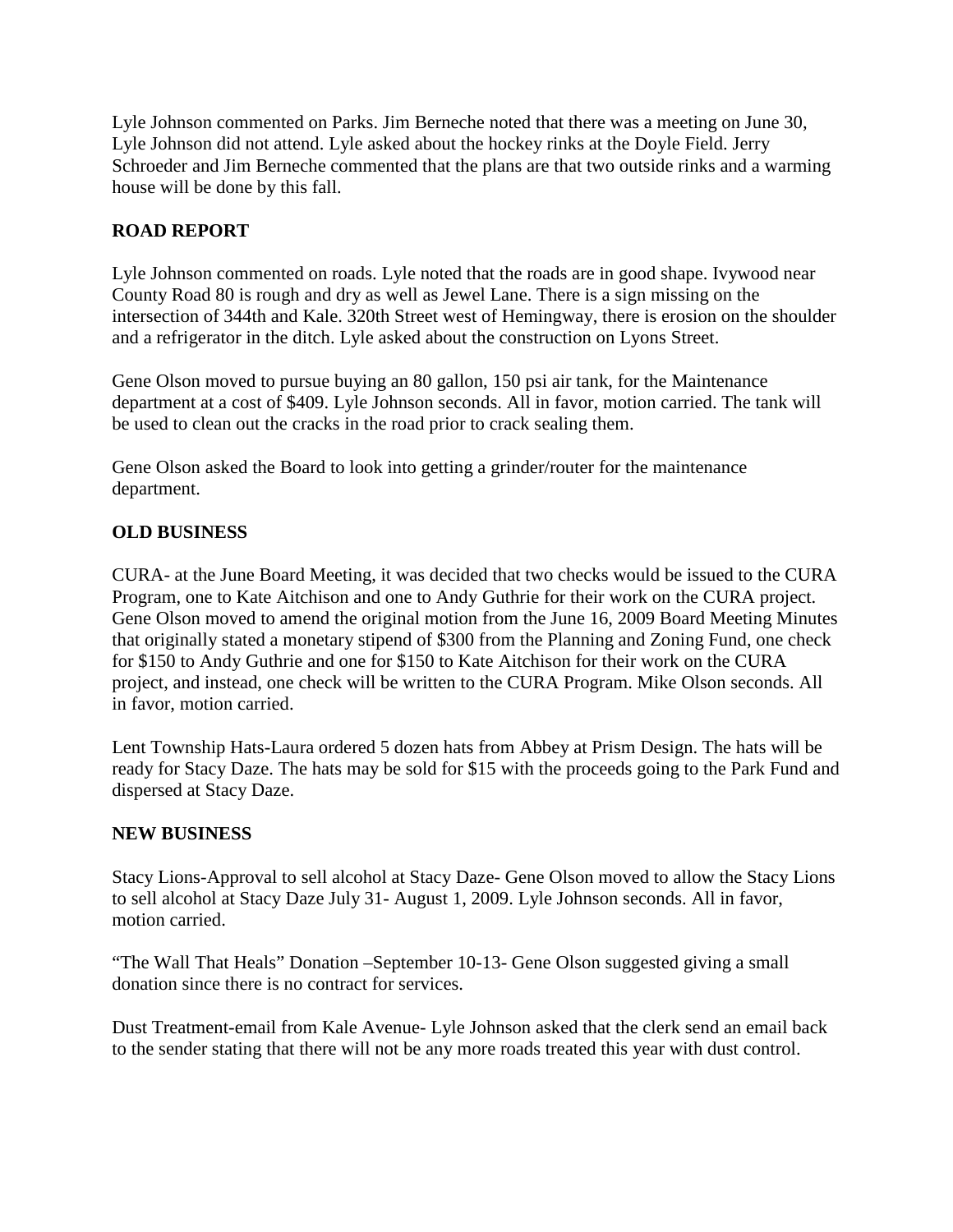Lyle Johnson commented on Parks. Jim Berneche noted that there was a meeting on June 30, Lyle Johnson did not attend. Lyle asked about the hockey rinks at the Doyle Field. Jerry Schroeder and Jim Berneche commented that the plans are that two outside rinks and a warming house will be done by this fall.

**ROAD REPORT**

Lyle Johnson commented on roads. Lyle noted that the roads are in good shape. Ivywood near County Road 80 is rough and dry as well as Jewel Lane. There is a sign missing on the intersection of 344th and Kale. 320th Street west of Hemingway, there is erosion on the shoulder and a refrigerator in the ditch. Lyle asked about the construction on Lyons Street.

Gene Olson moved to pursue buying an 80 gallon, 150 psi air tank, for the Maintenance department at a cost of $409. Lyle Johnson seconds. All in favor, motion carried. The tank will be used to clean out the cracks in the road prior to crack sealing them.

Gene Olson asked the Board to look into getting a grinder/router for the maintenance department.

**OLD BUSINESS**

CURA- at the June Board Meeting, it was decided that two checks would be issued to the CURA Program, one to Kate Aitchison and one to Andy Guthrie for their work on the CURA project. Gene Olson moved to amend the original motion from the June 16, 2009 Board Meeting Minutes that originally stated a monetary stipend of $300 from the Planning and Zoning Fund, one check for $150 to Andy Guthrie and one for $150 to Kate Aitchison for their work on the CURA project, and instead, one check will be written to the CURA Program. Mike Olson seconds. All in favor, motion carried.

Lent Township Hats-Laura ordered 5 dozen hats from Abbey at Prism Design. The hats will be ready for Stacy Daze. The hats may be sold for $15 with the proceeds going to the Park Fund and dispersed at Stacy Daze.

**NEW BUSINESS**

Stacy Lions-Approval to sell alcohol at Stacy Daze- Gene Olson moved to allow the Stacy Lions to sell alcohol at Stacy Daze July 31- August 1, 2009. Lyle Johnson seconds. All in favor, motion carried.

"The Wall That Heals" Donation –September 10-13- Gene Olson suggested giving a small donation since there is no contract for services.

Dust Treatment-email from Kale Avenue- Lyle Johnson asked that the clerk send an email back to the sender stating that there will not be any more roads treated this year with dust control.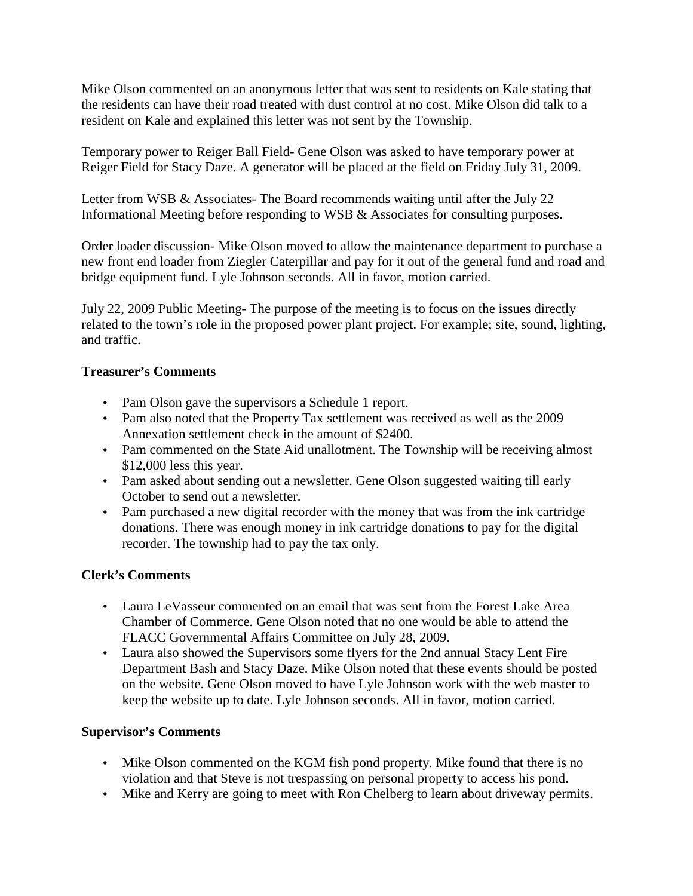Mike Olson commented on an anonymous letter that was sent to residents on Kale stating that the residents can have their road treated with dust control at no cost. Mike Olson did talk to a resident on Kale and explained this letter was not sent by the Township.

Temporary power to Reiger Ball Field- Gene Olson was asked to have temporary power at Reiger Field for Stacy Daze. A generator will be placed at the field on Friday July 31, 2009.

Letter from WSB & Associates- The Board recommends waiting until after the July 22 Informational Meeting before responding to WSB & Associates for consulting purposes.

Order loader discussion- Mike Olson moved to allow the maintenance department to purchase a new front end loader from Ziegler Caterpillar and pay for it out of the general fund and road and bridge equipment fund. Lyle Johnson seconds. All in favor, motion carried.

July 22, 2009 Public Meeting- The purpose of the meeting is to focus on the issues directly related to the town's role in the proposed power plant project. For example; site, sound, lighting, and traffic.

**Treasurer's Comments**

- Pam Olson gave the supervisors a Schedule 1 report.
- Pam also noted that the Property Tax settlement was received as well as the 2009 Annexation settlement check in the amount of $2400.
- Pam commented on the State Aid unallotment. The Township will be receiving almost $12,000 less this year.
- Pam asked about sending out a newsletter. Gene Olson suggested waiting till early October to send out a newsletter.
- Pam purchased a new digital recorder with the money that was from the ink cartridge donations. There was enough money in ink cartridge donations to pay for the digital recorder. The township had to pay the tax only.

**Clerk's Comments**

- Laura LeVasseur commented on an email that was sent from the Forest Lake Area Chamber of Commerce. Gene Olson noted that no one would be able to attend the FLACC Governmental Affairs Committee on July 28, 2009.
- Laura also showed the Supervisors some flyers for the 2nd annual Stacy Lent Fire Department Bash and Stacy Daze. Mike Olson noted that these events should be posted on the website. Gene Olson moved to have Lyle Johnson work with the web master to keep the website up to date. Lyle Johnson seconds. All in favor, motion carried.

**Supervisor's Comments**

- Mike Olson commented on the KGM fish pond property. Mike found that there is no violation and that Steve is not trespassing on personal property to access his pond.
- Mike and Kerry are going to meet with Ron Chelberg to learn about driveway permits.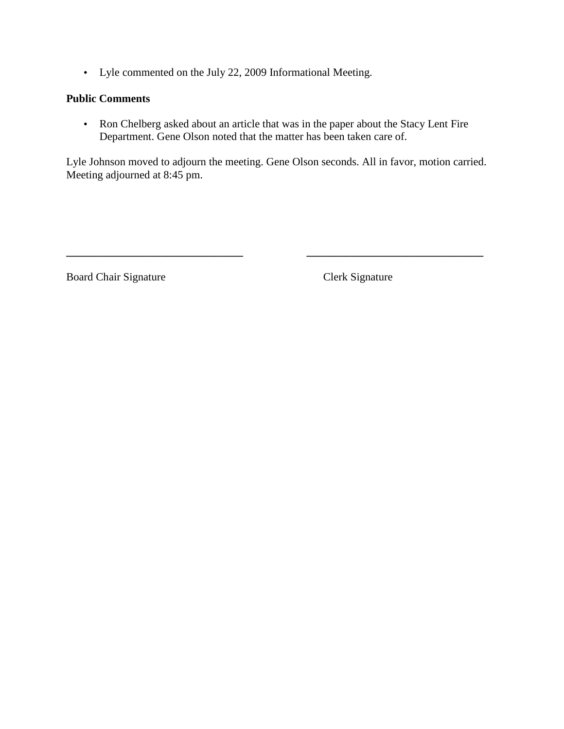- Lyle commented on the July 22, 2009 Informational Meeting.

**Public Comments**

- Ron Chelberg asked about an article that was in the paper about the Stacy Lent Fire Department. Gene Olson noted that the matter has been taken care of.

Lyle Johnson moved to adjourn the meeting. Gene Olson seconds. All in favor, motion carried. Meeting adjourned at 8:45 pm.

\_\_\_\_\_\_\_\_\_\_\_\_\_\_\_\_\_\_\_\_\_\_\_\_\_\_\_\_\_\_\_\_ \_\_\_\_\_\_\_\_\_\_\_\_\_\_\_\_\_\_\_\_\_\_\_\_\_\_\_\_\_\_\_\_

Board Chair Signature Clerk Signature